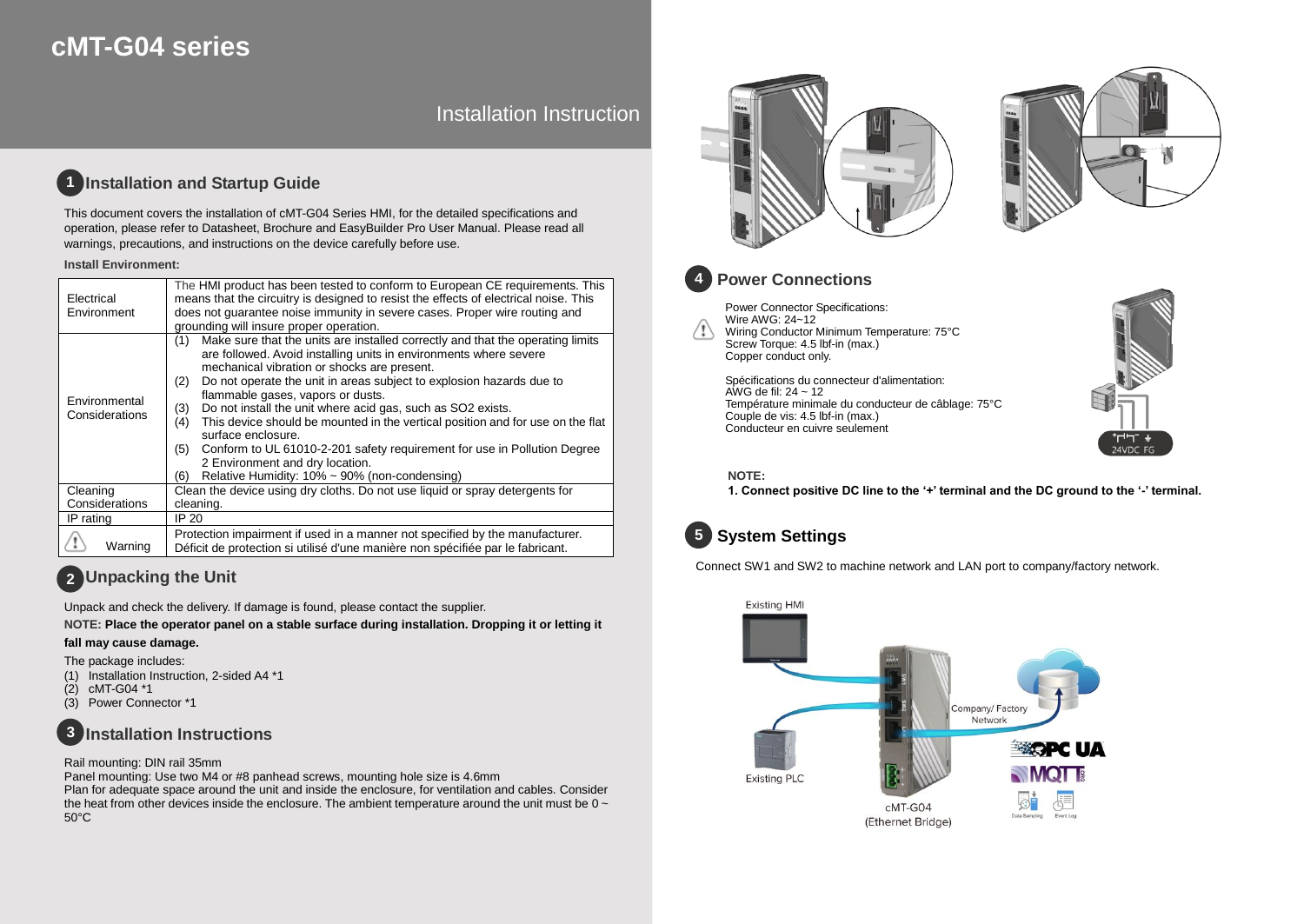# cMT-G04 series

Installation Instruction

## 1 Installation and Startup Guide

This document covers the installation of cMT-G04 Series HMI, for the detailed specifications and operation, please refer to Datasheet, Brochure and EasyBuilder Pro User Manual. Please read all warnings, precautions, and instructions on the device carefully before use.

**Install Environment:**

| | |
|---|---|
| Electrical Environment | The HMI product has been tested to conform to European CE requirements. This means that the circuitry is designed to resist the effects of electrical noise. This does not guarantee noise immunity in severe cases. Proper wire routing and grounding will insure proper operation. |
| Environmental Considerations | (1) Make sure that the units are installed correctly and that the operating limits are followed. Avoid installing units in environments where severe mechanical vibration or shocks are present. (2) Do not operate the unit in areas subject to explosion hazards due to flammable gases, vapors or dusts. (3) Do not install the unit where acid gas, such as SO2 exists. (4) This device should be mounted in the vertical position and for use on the flat surface enclosure. (5) Conform to UL 61010-2-201 safety requirement for use in Pollution Degree 2 Environment and dry location. (6) Relative Humidity: 10% ~ 90% (non-condensing) |
| Cleaning Considerations | Clean the device using dry cloths. Do not use liquid or spray detergents for cleaning. |
| IP rating | IP 20 |
| Warning | Protection impairment if used in a manner not specified by the manufacturer. Déficit de protection si utilisé d'une manière non spécifiée par le fabricant. |

## 2 Unpacking the Unit

Unpack and check the delivery. If damage is found, please contact the supplier.

**NOTE: Place the operator panel on a stable surface during installation. Dropping it or letting it fall may cause damage.**

The package includes:

(1) Installation Instruction, 2-sided A4 *1
(2) cMT-G04 *1
(3) Power Connector *1

## 3 Installation Instructions

Rail mounting: DIN rail 35mm
Panel mounting: Use two M4 or #8 panhead screws, mounting hole size is 4.6mm
Plan for adequate space around the unit and inside the enclosure, for ventilation and cables. Consider the heat from other devices inside the enclosure. The ambient temperature around the unit must be 0 ~ 50°C

## 4 Power Connections

Power Connector Specifications:
Wire AWG: 24~12
Wiring Conductor Minimum Temperature: 75°C
Screw Torque: 4.5 lbf-in (max.)
Copper conduct only.

Spécifications du connecteur d'alimentation:
AWG de fil: 24 ~ 12
Température minimale du conducteur de câblage: 75°C
Couple de vis: 4.5 lbf-in (max.)
Conducteur en cuivre seulement

24VDC FG

**NOTE:**
**1. Connect positive DC line to the '+' terminal and the DC ground to the '-' terminal.**

## 5 System Settings

Connect SW1 and SW2 to machine network and LAN port to company/factory network.

Existing HMI

Existing PLC

Company/ Factory Network

cMT-G04 (Ethernet Bridge)

OPC UA

MQTT

Data Sampling    Event Log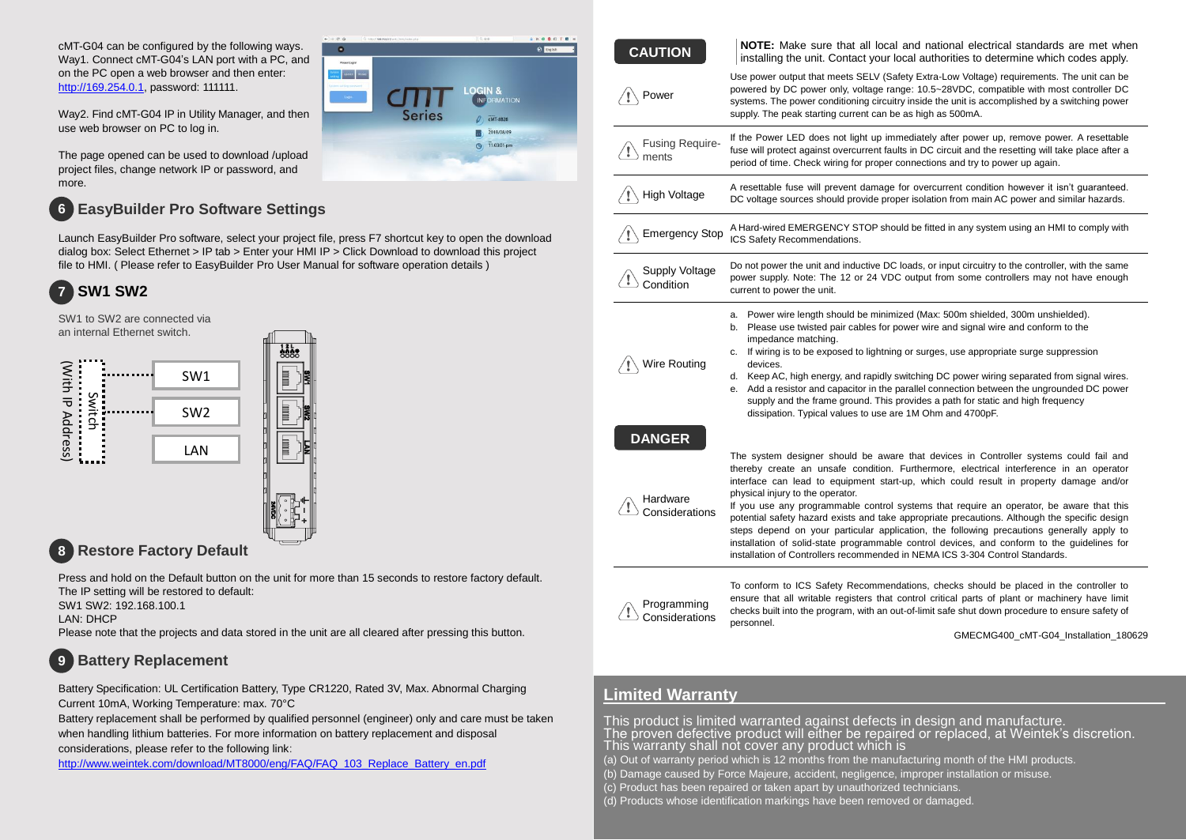cMT-G04 can be configured by the following ways.
Way1. Connect cMT-G04's LAN port with a PC, and on the PC open a web browser and then enter: http://169.254.0.1, password: 111111.

Way2. Find cMT-G04 IP in Utility Manager, and then use web browser on PC to log in.

The page opened can be used to download /upload project files, change network IP or password, and more.

## 6 EasyBuilder Pro Software Settings

Launch EasyBuilder Pro software, select your project file, press F7 shortcut key to open the download dialog box: Select Ethernet > IP tab > Enter your HMI IP > Click Download to download this project file to HMI. ( Please refer to EasyBuilder Pro User Manual for software operation details )

## 7 SW1 SW2

SW1 to SW2 are connected via an internal Ethernet switch.

Switch (With IP Address)

SW1

SW2

LAN

## 8 Restore Factory Default

Press and hold on the Default button on the unit for more than 15 seconds to restore factory default.
The IP setting will be restored to default:
SW1 SW2: 192.168.100.1
LAN: DHCP
Please note that the projects and data stored in the unit are all cleared after pressing this button.

## 9 Battery Replacement

Battery Specification: UL Certification Battery, Type CR1220, Rated 3V, Max. Abnormal Charging Current 10mA, Working Temperature: max. 70°C
Battery replacement shall be performed by qualified personnel (engineer) only and care must be taken when handling lithium batteries. For more information on battery replacement and disposal considerations, please refer to the following link:
http://www.weintek.com/download/MT8000/eng/FAQ/FAQ_103_Replace_Battery_en.pdf

**CAUTION**

**NOTE:** Make sure that all local and national electrical standards are met when installing the unit. Contact your local authorities to determine which codes apply.

| | |
|---|---|
| Power | Use power output that meets SELV (Safety Extra-Low Voltage) requirements. The unit can be powered by DC power only, voltage range: 10.5~28VDC, compatible with most controller DC systems. The power conditioning circuitry inside the unit is accomplished by a switching power supply. The peak starting current can be as high as 500mA. |
| Fusing Requirements | If the Power LED does not light up immediately after power up, remove power. A resettable fuse will protect against overcurrent faults in DC circuit and the resetting will take place after a period of time. Check wiring for proper connections and try to power up again. |
| High Voltage | A resettable fuse will prevent damage for overcurrent condition however it isn't guaranteed. DC voltage sources should provide proper isolation from main AC power and similar hazards. |
| Emergency Stop | A Hard-wired EMERGENCY STOP should be fitted in any system using an HMI to comply with ICS Safety Recommendations. |
| Supply Voltage Condition | Do not power the unit and inductive DC loads, or input circuitry to the controller, with the same power supply. Note: The 12 or 24 VDC output from some controllers may not have enough current to power the unit. |
| Wire Routing | a. Power wire length should be minimized (Max: 500m shielded, 300m unshielded).<br>b. Please use twisted pair cables for power wire and signal wire and conform to the impedance matching.<br>c. If wiring is to be exposed to lightning or surges, use appropriate surge suppression devices.<br>d. Keep AC, high energy, and rapidly switching DC power wiring separated from signal wires.<br>e. Add a resistor and capacitor in the parallel connection between the ungrounded DC power supply and the frame ground. This provides a path for static and high frequency dissipation. Typical values to use are 1M Ohm and 4700pF. |

**DANGER**

| | |
|---|---|
| Hardware Considerations | The system designer should be aware that devices in Controller systems could fail and thereby create an unsafe condition. Furthermore, electrical interference in an operator interface can lead to equipment start-up, which could result in property damage and/or physical injury to the operator.<br>If you use any programmable control systems that require an operator, be aware that this potential safety hazard exists and take appropriate precautions. Although the specific design steps depend on your particular application, the following precautions generally apply to installation of solid-state programmable control devices, and conform to the guidelines for installation of Controllers recommended in NEMA ICS 3-304 Control Standards. |
| Programming Considerations | To conform to ICS Safety Recommendations, checks should be placed in the controller to ensure that all writable registers that control critical parts of plant or machinery have limit checks built into the program, with an out-of-limit safe shut down procedure to ensure safety of personnel. |

GMECMG400_cMT-G04_Installation_180629

## Limited Warranty

This product is limited warranted against defects in design and manufacture.
The proven defective product will either be repaired or replaced, at Weintek's discretion.
This warranty shall not cover any product which is

(a) Out of warranty period which is 12 months from the manufacturing month of the HMI products.
(b) Damage caused by Force Majeure, accident, negligence, improper installation or misuse.
(c) Product has been repaired or taken apart by unauthorized technicians.
(d) Products whose identification markings have been removed or damaged.